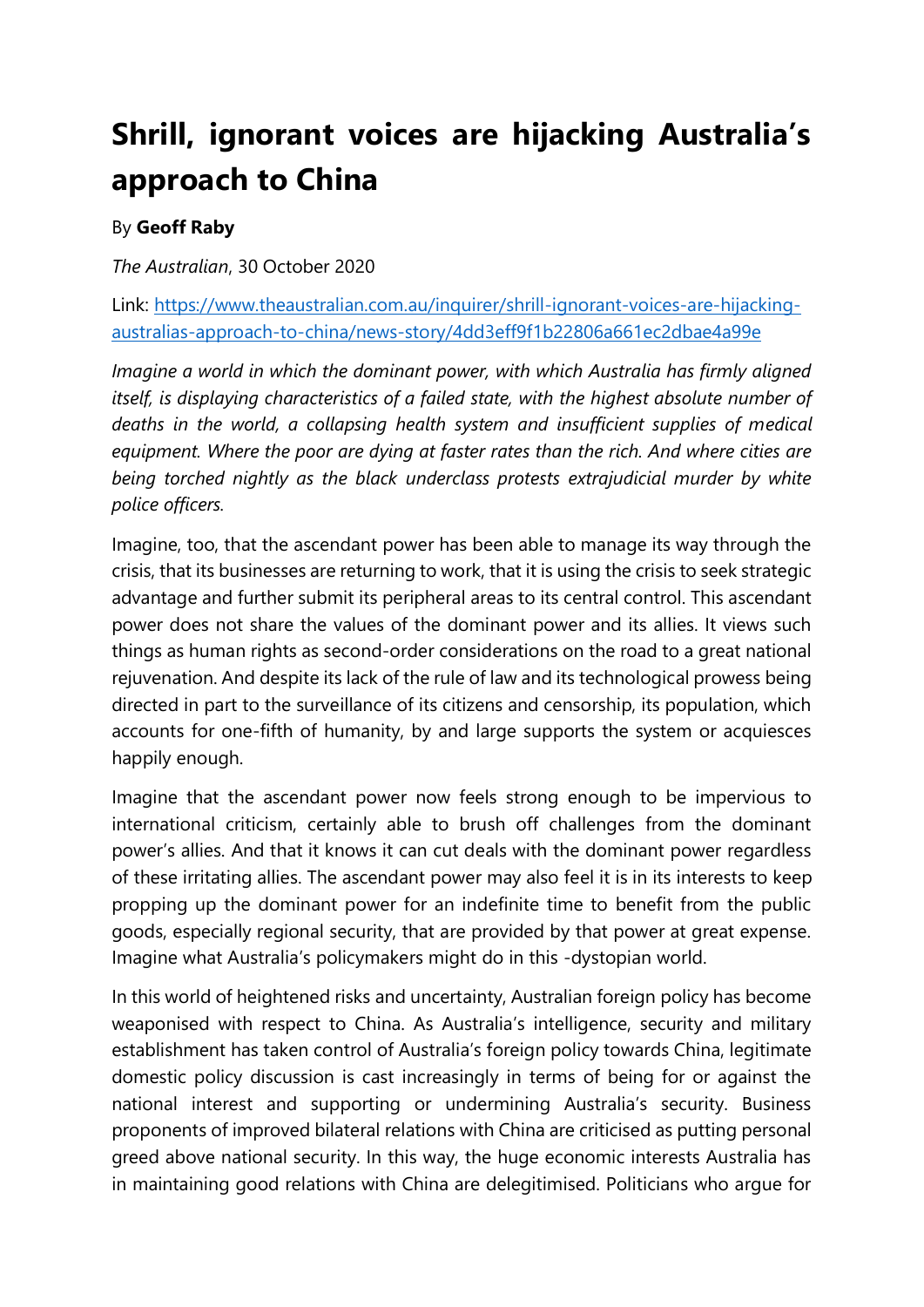# Shrill, ignorant voices are hijacking Australia's approach to China

By **Geoff Raby**

*The Australian*, 30 October 2020

Link: [https://www.theaustralian.com.au/inquirer/shrill-ignorant-voices-are-hijacking-australias-approach-to-china/news-story/4dd3eff9f1b22806a661ec2dbae4a99e](https://www.theaustralian.com.au/inquirer/shrill-ignorant-voices-are-hijacking-australias-approach-to-china/news-story/4dd3eff9f1b22806a661ec2dbae4a99e)

*Imagine a world in which the dominant power, with which Australia has firmly aligned itself, is displaying characteristics of a failed state, with the highest absolute number of deaths in the world, a collapsing health system and insufficient supplies of medical equipment. Where the poor are dying at faster rates than the rich. And where cities are being torched nightly as the black underclass protests extrajudicial murder by white police officers.*

Imagine, too, that the ascendant power has been able to manage its way through the crisis, that its businesses are returning to work, that it is using the crisis to seek strategic advantage and further submit its peripheral areas to its central control. This ascendant power does not share the values of the dominant power and its allies. It views such things as human rights as second-order considerations on the road to a great national rejuvenation. And despite its lack of the rule of law and its technological prowess being directed in part to the surveillance of its citizens and censorship, its population, which accounts for one-fifth of humanity, by and large supports the system or acquiesces happily enough.

Imagine that the ascendant power now feels strong enough to be impervious to international criticism, certainly able to brush off challenges from the dominant power's allies. And that it knows it can cut deals with the dominant power regardless of these irritating allies. The ascendant power may also feel it is in its interests to keep propping up the dominant power for an indefinite time to benefit from the public goods, especially regional security, that are provided by that power at great expense. Imagine what Australia's policymakers might do in this -dystopian world.

In this world of heightened risks and uncertainty, Australian foreign policy has become weaponised with respect to China. As Australia's intelligence, security and military establishment has taken control of Australia's foreign policy towards China, legitimate domestic policy discussion is cast increasingly in terms of being for or against the national interest and supporting or undermining Australia's security. Business proponents of improved bilateral relations with China are criticised as putting personal greed above national security. In this way, the huge economic interests Australia has in maintaining good relations with China are delegitimised. Politicians who argue for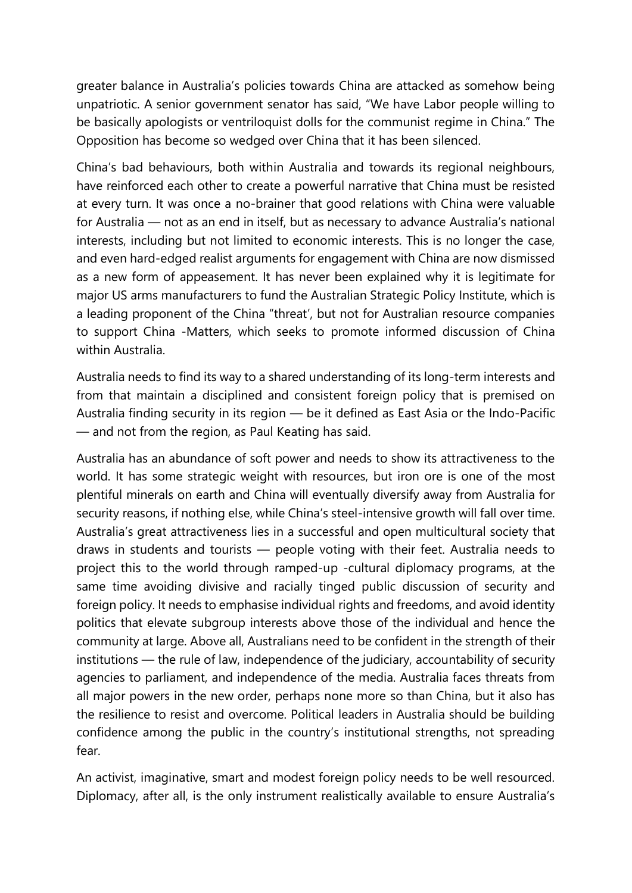greater balance in Australia's policies towards China are attacked as somehow being unpatriotic. A senior government senator has said, "We have Labor people willing to be basically apologists or ventriloquist dolls for the communist regime in China." The Opposition has become so wedged over China that it has been silenced.

China's bad behaviours, both within Australia and towards its regional neighbours, have reinforced each other to create a powerful narrative that China must be resisted at every turn. It was once a no-brainer that good relations with China were valuable for Australia — not as an end in itself, but as necessary to advance Australia's national interests, including but not limited to economic interests. This is no longer the case, and even hard-edged realist arguments for engagement with China are now dismissed as a new form of appeasement. It has never been explained why it is legitimate for major US arms manufacturers to fund the Australian Strategic Policy Institute, which is a leading proponent of the China "threat', but not for Australian resource companies to support China -Matters, which seeks to promote informed discussion of China within Australia.

Australia needs to find its way to a shared understanding of its long-term interests and from that maintain a disciplined and consistent foreign policy that is premised on Australia finding security in its region — be it defined as East Asia or the Indo-Pacific — and not from the region, as Paul Keating has said.

Australia has an abundance of soft power and needs to show its attractiveness to the world. It has some strategic weight with resources, but iron ore is one of the most plentiful minerals on earth and China will eventually diversify away from Australia for security reasons, if nothing else, while China's steel-intensive growth will fall over time. Australia's great attractiveness lies in a successful and open multicultural society that draws in students and tourists — people voting with their feet. Australia needs to project this to the world through ramped-up -cultural diplomacy programs, at the same time avoiding divisive and racially tinged public discussion of security and foreign policy. It needs to emphasise individual rights and freedoms, and avoid identity politics that elevate subgroup interests above those of the individual and hence the community at large. Above all, Australians need to be confident in the strength of their institutions — the rule of law, independence of the judiciary, accountability of security agencies to parliament, and independence of the media. Australia faces threats from all major powers in the new order, perhaps none more so than China, but it also has the resilience to resist and overcome. Political leaders in Australia should be building confidence among the public in the country's institutional strengths, not spreading fear.

An activist, imaginative, smart and modest foreign policy needs to be well resourced. Diplomacy, after all, is the only instrument realistically available to ensure Australia's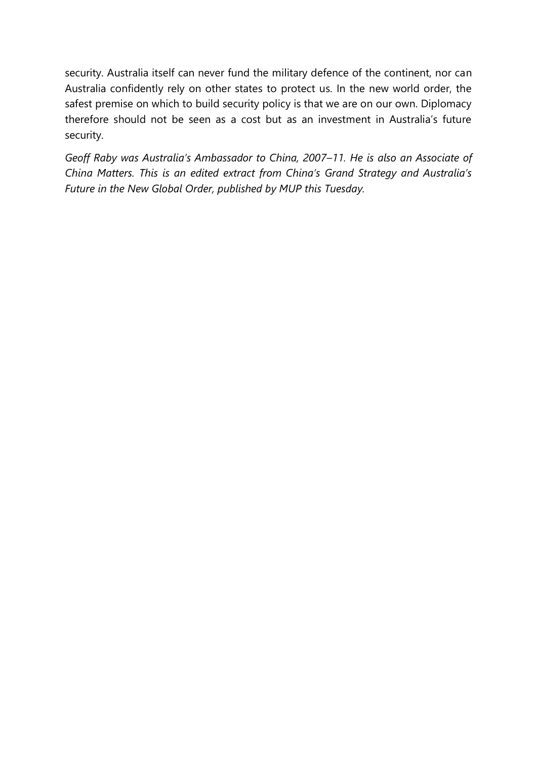security. Australia itself can never fund the military defence of the continent, nor can Australia confidently rely on other states to protect us. In the new world order, the safest premise on which to build security policy is that we are on our own. Diplomacy therefore should not be seen as a cost but as an investment in Australia's future security.

*Geoff Raby was Australia's Ambassador to China, 2007–11. He is also an Associate of China Matters. This is an edited extract from China's Grand Strategy and Australia's Future in the New Global Order, published by MUP this Tuesday.*